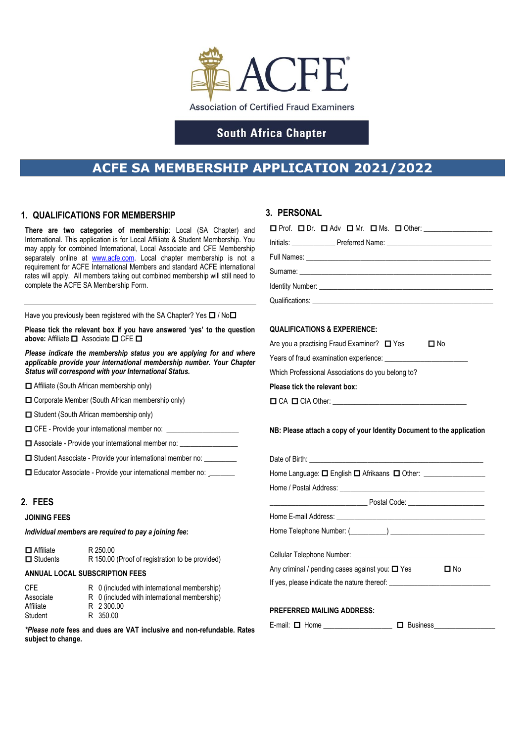ACFE®

Association of Certified Fraud Examiners

**South Africa Chapter**

# ACFE SA MEMBERSHIP APPLICATION 2021/2022

## 1. QUALIFICATIONS FOR MEMBERSHIP

**There are two categories of membership**: Local (SA Chapter) and International. This application is for Local Affiliate & Student Membership. You may apply for combined International, Local Associate and CFE Membership separately online at www.acfe.com. Local chapter membership is not a requirement for ACFE International Members and standard ACFE international rates will apply. All members taking out combined membership will still need to complete the ACFE SA Membership Form.

---

Have you previously been registered with the SA Chapter? Yes ☐ / No☐

**Please tick the relevant box if you have answered 'yes' to the question above:** Affiliate ☐ Associate ☐ CFE ☐

***Please indicate the membership status you are applying for and where applicable provide your international membership number. Your Chapter Status will correspond with your International Status.***

☐ Affiliate (South African membership only)

☐ Corporate Member (South African membership only)

☐ Student (South African membership only)

☐ CFE - Provide your international member no: ___________________

☐ Associate - Provide your international member no: _______________

☐ Student Associate - Provide your international member no: _________

☐ Educator Associate - Provide your international member no: _______

## 2. FEES

### JOINING FEES

***Individual members are required to pay a joining fee*:**

| | |
|---|---|
| ☐ Affiliate | R 250.00 |
| ☐ Students | R 150.00 (Proof of registration to be provided) |

### ANNUAL LOCAL SUBSCRIPTION FEES

| | |
|---|---|
| CFE | R 0 (included with international membership) |
| Associate | R 0 (included with international membership) |
| Affiliate | R 2 300.00 |
| Student | R 350.00 |

***Please note* fees and dues are VAT inclusive and non-refundable. Rates subject to change.**

## 3. PERSONAL

☐ Prof. ☐ Dr. ☐ Adv ☐ Mr. ☐ Ms. ☐ Other: __________________

Initials: ___________ Preferred Name: ____________________________

Full Names: _________________________________________________

Surname: ___________________________________________________

Identity Number: _____________________________________________

Qualifications: ______________________________________________

### QUALIFICATIONS & EXPERIENCE:

Are you a practising Fraud Examiner? ☐ Yes ☐ No

Years of fraud examination experience: _____________________

Which Professional Associations do you belong to?

**Please tick the relevant box:**

☐ CA ☐ CIA Other: ___________________________________

**NB: Please attach a copy of your Identity Document to the application**

Date of Birth: _______________________________________________

Home Language: ☐ English ☐ Afrikaans ☐ Other: ________________

Home / Postal Address: ________________________________________

___________________________ Postal Code: ____________________

Home E-mail Address: _________________________________________

Home Telephone Number: (_________) __________________________

Cellular Telephone Number: ____________________________________

Any criminal / pending cases against you: ☐ Yes ☐ No

If yes, please indicate the nature thereof: __________________________

### PREFERRED MAILING ADDRESS:

E-mail: ☐ Home __________________ ☐ Business_________________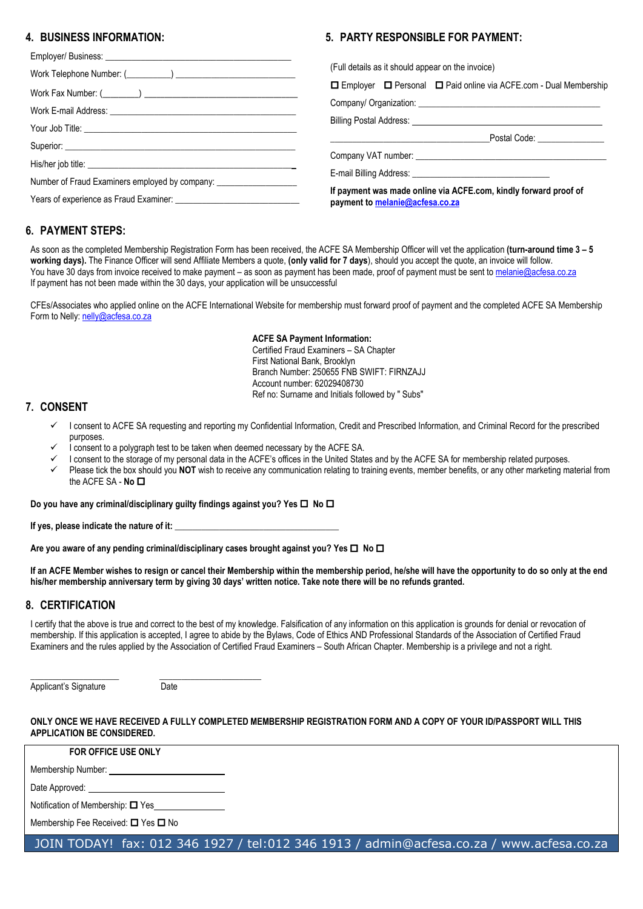## 4. BUSINESS INFORMATION:

Employer/ Business: ___________________________________________

Work Telephone Number: (_________) _________________________

Work Fax Number: (________) _______________________________

Work E-mail Address: ____________________________________

Your Job Title: _________________________________________

Superior: _____________________________________________

His/her job title: _______________________________________

Number of Fraud Examiners employed by company: _______________

Years of experience as Fraud Examiner: _______________________

## 5. PARTY RESPONSIBLE FOR PAYMENT:

(Full details as it should appear on the invoice)

☐ Employer ☐ Personal ☐ Paid online via ACFE.com - Dual Membership

Company/ Organization: _________________________________________

Billing Postal Address: _________________________________________

________________________________ Postal Code: _______________

Company VAT number: ___________________________________________

E-mail Billing Address: ______________________________

**If payment was made online via ACFE.com, kindly forward proof of payment to melanie@acfesa.co.za**

## 6. PAYMENT STEPS:

As soon as the completed Membership Registration Form has been received, the ACFE SA Membership Officer will vet the application **(turn-around time 3 – 5 working days).** The Finance Officer will send Affiliate Members a quote, **(only valid for 7 days**), should you accept the quote, an invoice will follow.
You have 30 days from invoice received to make payment – as soon as payment has been made, proof of payment must be sent to melanie@acfesa.co.za
If payment has not been made within the 30 days, your application will be unsuccessful

CFEs/Associates who applied online on the ACFE International Website for membership must forward proof of payment and the completed ACFE SA Membership Form to Nelly: nelly@acfesa.co.za

**ACFE SA Payment Information:**
Certified Fraud Examiners – SA Chapter
First National Bank, Brooklyn
Branch Number: 250655 FNB SWIFT: FIRNZAJJ
Account number: 62029408730
Ref no: Surname and Initials followed by " Subs"

## 7. CONSENT

- ✓ I consent to ACFE SA requesting and reporting my Confidential Information, Credit and Prescribed Information, and Criminal Record for the prescribed purposes.
- ✓ I consent to a polygraph test to be taken when deemed necessary by the ACFE SA.
- ✓ I consent to the storage of my personal data in the ACFE's offices in the United States and by the ACFE SA for membership related purposes.
- ✓ Please tick the box should you **NOT** wish to receive any communication relating to training events, member benefits, or any other marketing material from the ACFE SA - **No** ☐

**Do you have any criminal/disciplinary guilty findings against you? Yes ☐ No ☐**

**If yes, please indicate the nature of it:** ___________________________________

**Are you aware of any pending criminal/disciplinary cases brought against you? Yes ☐ No ☐**

**If an ACFE Member wishes to resign or cancel their Membership within the membership period, he/she will have the opportunity to do so only at the end his/her membership anniversary term by giving 30 days' written notice. Take note there will be no refunds granted.**

## 8. CERTIFICATION

I certify that the above is true and correct to the best of my knowledge. Falsification of any information on this application is grounds for denial or revocation of membership. If this application is accepted, I agree to abide by the Bylaws, Code of Ethics AND Professional Standards of the Association of Certified Fraud Examiners and the rules applied by the Association of Certified Fraud Examiners – South African Chapter. Membership is a privilege and not a right.

____________________ ______________________
Applicant's Signature Date

**ONLY ONCE WE HAVE RECEIVED A FULLY COMPLETED MEMBERSHIP REGISTRATION FORM AND A COPY OF YOUR ID/PASSPORT WILL THIS APPLICATION BE CONSIDERED.**

**FOR OFFICE USE ONLY**

Membership Number: ______________________

Date Approved: __________________________

Notification of Membership: ☐ Yes______________

Membership Fee Received: ☐ Yes ☐ No

JOIN TODAY! fax: 012 346 1927 / tel:012 346 1913 / admin@acfesa.co.za / www.acfesa.co.za